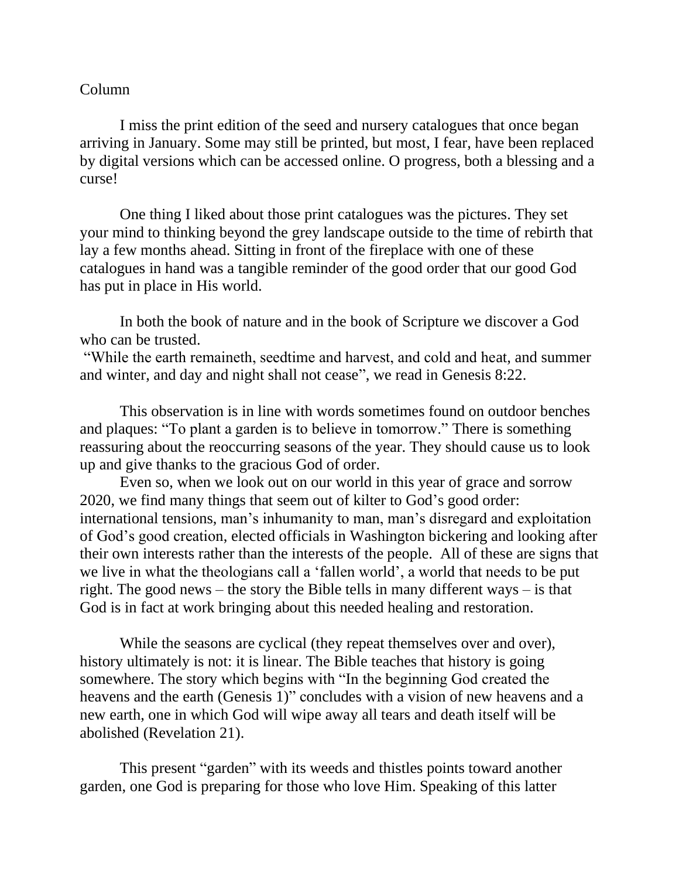Column

I miss the print edition of the seed and nursery catalogues that once began arriving in January. Some may still be printed, but most, I fear, have been replaced by digital versions which can be accessed online. O progress, both a blessing and a curse!

One thing I liked about those print catalogues was the pictures. They set your mind to thinking beyond the grey landscape outside to the time of rebirth that lay a few months ahead. Sitting in front of the fireplace with one of these catalogues in hand was a tangible reminder of the good order that our good God has put in place in His world.

In both the book of nature and in the book of Scripture we discover a God who can be trusted.
"While the earth remaineth, seedtime and harvest, and cold and heat, and summer and winter, and day and night shall not cease", we read in Genesis 8:22.

This observation is in line with words sometimes found on outdoor benches and plaques: "To plant a garden is to believe in tomorrow." There is something reassuring about the reoccurring seasons of the year. They should cause us to look up and give thanks to the gracious God of order.

Even so, when we look out on our world in this year of grace and sorrow 2020, we find many things that seem out of kilter to God's good order: international tensions, man's inhumanity to man, man's disregard and exploitation of God's good creation, elected officials in Washington bickering and looking after their own interests rather than the interests of the people. All of these are signs that we live in what the theologians call a 'fallen world', a world that needs to be put right. The good news – the story the Bible tells in many different ways – is that God is in fact at work bringing about this needed healing and restoration.

While the seasons are cyclical (they repeat themselves over and over), history ultimately is not: it is linear. The Bible teaches that history is going somewhere. The story which begins with "In the beginning God created the heavens and the earth (Genesis 1)" concludes with a vision of new heavens and a new earth, one in which God will wipe away all tears and death itself will be abolished (Revelation 21).

This present "garden" with its weeds and thistles points toward another garden, one God is preparing for those who love Him. Speaking of this latter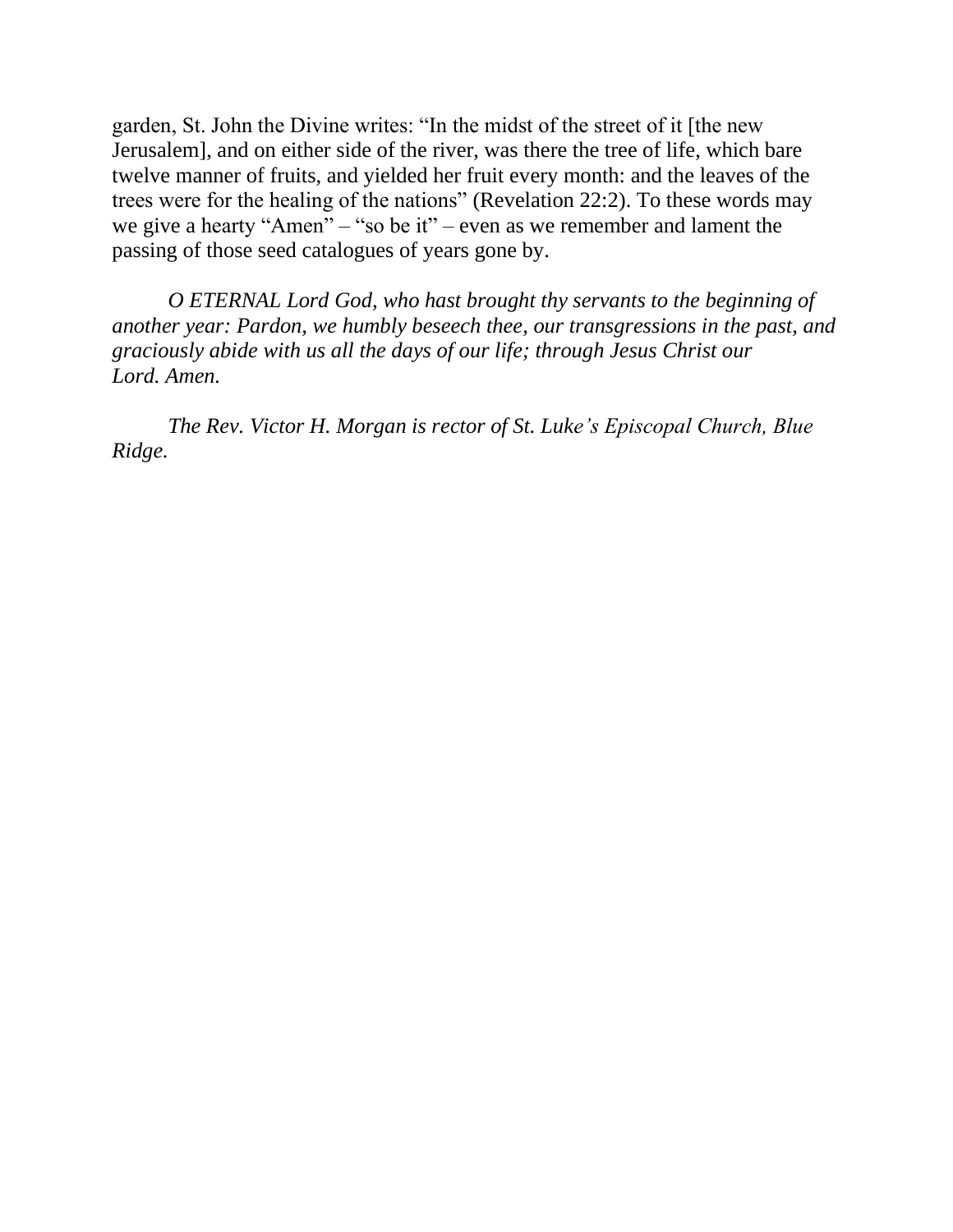garden, St. John the Divine writes: “In the midst of the street of it [the new Jerusalem], and on either side of the river, was there the tree of life, which bare twelve manner of fruits, and yielded her fruit every month: and the leaves of the trees were for the healing of the nations” (Revelation 22:2). To these words may we give a hearty “Amen” – “so be it” – even as we remember and lament the passing of those seed catalogues of years gone by.

*O ETERNAL Lord God, who hast brought thy servants to the beginning of another year: Pardon, we humbly beseech thee, our transgressions in the past, and graciously abide with us all the days of our life; through Jesus Christ our Lord. Amen.*

*The Rev. Victor H. Morgan is rector of St. Luke’s Episcopal Church, Blue Ridge.*